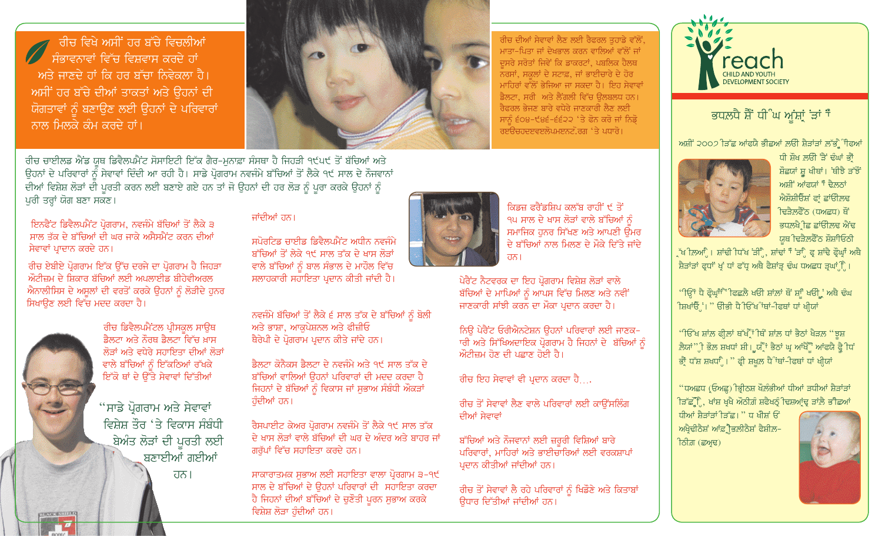ਰੀਚ ਵਿਖੇ ਅਸੀਂ ਹਰ ਬੱਚੇ ਵਿਚਲੀਆਂ ਸੰਭਾਵਨਾਵਾਂ ਵਿੱਚ ਵਿਸ਼ਵਾਸ ਕਰਦੇ ਹਾਂ ਅਤੇ ਜਾਣਦੇ ਹਾਂ ਕਿ ਹਰ ਬੱਚਾ ਨਿਵੇਕਲਾ ਹੈ। ਅਸੀਂ ਹਰ ਬੱਚੇ ਦੀਆਂ ਤਾਕਤਾਂ ਅਤੇ ਉਹਨਾਂ ਦੀ ਯੋਗਤਾਵਾਂ ਨੂੰ ਬਣਾਉਣ ਲਈ ਉਹਨਾਂ ਦੇ ਪਰਿਵਾਰਾਂ ਨਾਲ ਮਿਲਕੇ ਕੰਮ ਕਰਦੇ ਹਾਂ।

ਰੀਚ ਦੀਆਂ ਸੇਵਾਵਾਂ ਲੈਣ ਲਈ ਰੈਫਰਲ ਤੁਹਾਡੇ ਵੱਲੋਂ, ਮਾਤਾ-ਪਿਤਾ ਜਾਂ ਦੇਖਭਾਲ ਕਰਨ ਵਾਲਿਆਂ ਵੱਲੋਂ ਜਾਂ ਦੂਸਰੇ ਸਰੋਤਾਂ ਜਿਵੇਂ ਕਿ ਡਾਕਟਰਾਂ, ਪਬਲਿਕ ਹੈਲਥ ਨਰਸਾਂ, ਸਕੂਲਾਂ ਦੇ ਸਟਾਫ, ਜਾਂ ਭਾਈਚਾਰੇ ਦੇ ਹੋਰ ਮਾਹਿਰਾਂ ਵੱਲੋਂ ਭੇਜਿਆ ਜਾ ਸਕਦਾ ਹੈ। ਇਹ ਸੇਵਾਵਾਂ ਡੈਲਟਾ, ਸਰੀ ਅਤੇ ਲੈਂਗਲੀ ਵਿੱਚ ਉਲਬਲਧ ਹਨ। ਰੈਫਰਲ ਭੇਜਣ ਬਾਰੇ ਵਧੇਰੇ ਜਾਣਕਾਰੀ ਲੈਣ ਲਈ ਸਾਨੂੰ ੬੦੪-੯੪੬-੬੬੨੨ 'ਤੇ ਫੋਨ ਕਰੋ ਜਾਂ ਨਿੜੇ ਰਣਓਚਹਦਵਣਲੋਪਮਣਨਟ.ਰਗ 'ਤੇ ਪਧਾਰੋ।

ਰੀਚ ਚਾਈਲਡ ਐਂਡ ਯੂਥ ਡਿਵੈਲਪਮੈਂਟ ਸੋਸਾਇਟੀ ਇੱਕ ਗੈਰ-ਮੁਨਾਫਾ ਸੰਸਥਾ ਹੈ ਜਿਹੜੀ ੧੯੫੯ ਤੋਂ ਬੱਚਿਆਂ ਅਤੇ ਉਹਨਾਂ ਦੇ ਪਰਿਵਾਰਾਂ ਨੂੰ ਸੇਵਾਵਾਂ ਦਿੰਦੀ ਆ ਰਹੀ ਹੈ। ਸਾਡੇ ਪ੍ਰੋਗਰਾਮ ਨਵਜੰਮੇ ਬੱਚਿਆਂ ਤੋਂ ਲੈਕੇ ੧੯ ਸਾਲ ਦੇ ਨੌਜਵਾਨਾਂ ਦੀਆਂ ਵਿਸ਼ੇਸ਼ ਲੋੜਾਂ ਦੀ ਪੂਰਤੀ ਕਰਨ ਲਈ ਬਣਾਏ ਗਏ ਹਨ ਤਾਂ ਜੋ ਉਹਨਾਂ ਦੀ ਹਰ ਲੋੜ ਨੂੰ ਪੂਰਾ ਕਰਕੇ ਉਹਨਾਂ ਨੂੰ ਪੂਰੀ ਤਰ੍ਹਾਂ ਯੋਗ ਬਣਾ ਸਕਣ।

ਇਨਫੈਂਟ ਡਿਵੈਲਪਮੈਂਟ ਪ੍ਰੋਗਰਾਮ, ਨਵਜੰਮੇ ਬੱਚਿਆਂ ਤੋਂ ਲੈਕੇ ੩ ਸਾਲ ਤੱਕ ਦੇ ਬੱਚਿਆਂ ਦੀ ਘਰ ਜਾਕੇ ਅਸੈਸਮੈਂਟ ਕਰਨ ਦੀਆਂ ਸੇਵਾਵਾਂ ਪ੍ਰਦਾਨ ਕਰਦੇ ਹਨ।

ਰੀਚ ਏਬੀਏ ਪ੍ਰੋਗਰਾਮ ਇੱਕ ਉੱਚ ਦਰਜੇ ਦਾ ਪ੍ਰੋਗਰਾਮ ਹੈ ਜਿਹੜਾ ਔਟੀਜ਼ਮ ਦੇ ਸ਼ਿਕਾਰ ਬੱਚਿਆਂ ਲਈ ਅਪਲਾਈਡ ਬੀਹੇਵੀਅਰਲ ਐਨਾਲੀਸਿਸ ਦੇ ਅਸੂਲਾਂ ਦੀ ਵਰਤੋਂ ਕਰਕੇ ਉਹਨਾਂ ਨੂੰ ਲੋੜੀਦੇ ਹੁਨਰ ਸਿਖਾਉਣ ਲਈ ਵਿੱਚ ਮਦਦ ਕਰਦਾ ਹੈ।

ਰੀਚ ਡਿਵੈਲਪਮੈਂਟਲ ਪ੍ਰੀਸਕੂਲ ਸਾਊਥ ਡੈਲਟਾ ਅਤੇ ਨੌਰਥ ਡੈਲਟਾ ਵਿੱਚ ਖਾਸ ਲੋੜਾਂ ਅਤੇ ਵਧੇਰੇ ਸਹਾਇਤਾ ਦੀਆਂ ਲੋੜਾਂ ਵਾਲੇ ਬੱਚਿਆਂ ਨੂੰ ਇੱਕਠਿਆਂ ਰੱਖਕੇ ਇੱਕੋ ਥਾਂ ਦੇ ਉੱਤੇ ਸੇਵਾਵਾਂ ਦਿੱਤੀਆਂ ਜਾਂਦੀਆਂ ਹਨ।

"ਸਾਡੇ ਪ੍ਰੋਗਰਾਮ ਅਤੇ ਸੇਵਾਵਾਂ ਵਿਸ਼ੇਸ਼ ਤੌਰ 'ਤੇ ਵਿਕਾਸ ਸੰਬੰਧੀ ਬੇਅੰਤ ਲੋੜਾਂ ਦੀ ਪੂਰਤੀ ਲਈ ਬਣਾਈਆਂ ਗਈਆਂ ਹਨ।

ਸਪੋਰਟਿਡ ਚਾਈਲਡ ਡਿਵੈਲਪਮੈਂਟ ਅਧੀਨ ਨਵਜੰਮੇ ਬੱਚਿਆਂ ਤੋਂ ਲੈਕੇ ੧੯ ਸਾਲ ਤੱਕ ਦੇ ਖਾਸ ਲੋੜਾਂ ਵਾਲੇ ਬੱਚਿਆਂ ਨੂੰ ਬਾਲ ਸੰਭਾਲ ਦੇ ਮਾਹੌਲ ਵਿੱਚ ਸਲਾਹਕਾਰੀ ਸਹਾਇਤਾ ਪ੍ਰਦਾਨ ਕੀਤੀ ਜਾਂਦੀ ਹੈ।

ਨਵਜੰਮੇ ਬੱਚਿਆਂ ਤੋਂ ਲੈਕੇ ੬ ਸਾਲ ਤੱਕ ਦੇ ਬੱਚਿਆਂ ਨੂੰ ਬੋਲੀ ਅਤੇ ਭਾਸ਼ਾ, ਆਕੂਪੇਸ਼ਨਲ ਅਤੇ ਫੀਜ਼ੀਓ ਥੈਰੇਪੀ ਦੇ ਪ੍ਰੋਗਰਾਮ ਪ੍ਰਦਾਨ ਕੀਤੇ ਜਾਂਦੇ ਹਨ।

ਡੈਲਟਾ ਕੋਨੈਕਸ ਡੈਲਟਾ ਦੇ ਨਵਜੰਮੇ ਅਤੇ ੧੯ ਸਾਲ ਤੱਕ ਦੇ ਬੱਚਿਆਂ ਵਾਲਿਆਂ ਉਹਨਾਂ ਪਰਿਵਾਰਾਂ ਦੀ ਮਦਦ ਕਰਦਾ ਹੈ ਜਿਹਨਾਂ ਦੇ ਬੱਚਿਆਂ ਨੂੰ ਵਿਕਾਸ ਜਾਂ ਸੁਭਾਅ ਸੰਬੰਧੀ ਔਕੜਾਂ ਹੁੰਦੀਆਂ ਹਨ।

ਰੈਸਪਾਈਟ ਕੇਅਰ ਪ੍ਰੋਗਰਾਮ ਨਵਜੰਮੇ ਤੋਂ ਲੈਕੇ ੧੯ ਸਾਲ ਤੱਕ ਦੇ ਖਾਸ ਲੋੜਾਂ ਵਾਲੇ ਬੱਚਿਆਂ ਦੀ ਘਰ ਦੇ ਅੰਦਰ ਅਤੇ ਬਾਹਰ ਜਾਂ ਗਰੁੱਪਾਂ ਵਿੱਚ ਸਹਾਇਤਾ ਕਰਦੇ ਹਨ।

ਸਾਕਾਰਾਤਮਕ ਸੁਭਾਅ ਲਈ ਸਹਾਇਤਾ ਵਾਲਾ ਪ੍ਰੋਗਰਾਮ ੩-੧੯ ਸਾਲ ਦੇ ਬੱਚਿਆਂ ਦੇ ਉਹਨਾਂ ਪਰਿਵਾਰਾਂ ਦੀ ਸਹਾਇਤਾ ਕਰਦਾ ਹੈ ਜਿਹਨਾਂ ਦੀਆਂ ਬੱਚਿਆਂ ਦੇ ਚੁਣੌਤੀ ਪੂਰਨ ਸੁਭਾਅ ਕਰਕੇ ਵਿਸ਼ੇਸ਼ ਲੋੜਾਂ ਹੁੰਦੀਆਂ ਹਨ।

ਕਿਡਜ਼ ਫਰੈਂਡਸ਼ਿਪ ਕਲੱਬ ਰਾਹੀਂ ੯ ਤੋਂ ੧੫ ਸਾਲ ਦੇ ਖਾਸ ਲੋੜਾਂ ਵਾਲੇ ਬੱਚਿਆਂ ਨੂੰ ਸਮਾਜਿਕ ਹੁਨਰ ਸਿੱਖਣ ਅਤੇ ਆਪਣੀ ਉਮਰ ਦੇ ਬੱਚਿਆਂ ਨਾਲ ਮਿਲਣ ਦੇ ਮੌਕੇ ਦਿੱਤੇ ਜਾਂਦੇ ਹਨ।

ਪੇਰੈਂਟ ਨੈਟਵਰਕ ਦਾ ਇਹ ਪ੍ਰੋਗਰਾਮ ਵਿਸ਼ੇਸ਼ ਲੋੜਾਂ ਵਾਲੇ ਬੱਚਿਆਂ ਦੇ ਮਾਪਿਆਂ ਨੂੰ ਆਪਸ ਵਿੱਚ ਮਿਲਣ ਅਤੇ ਨਵੀਂ ਜਾਣਕਾਰੀ ਸਾਂਝੀ ਕਰਨ ਦਾ ਮੌਕਾ ਪ੍ਰਦਾਨ ਕਰਦਾ ਹੈ।

ਨਿਊ ਪੇਰੈਂਟ ਓਰੀਐਨਟੇਸ਼ਨ ਉਹਨਾਂ ਪਰਿਵਾਰਾਂ ਲਈ ਜਾਣਕਾਰੀ ਅਤੇ ਸਿੱਖਿਆਦਾਇਕ ਪ੍ਰੋਗਰਾਮ ਹੈ ਜਿਹਨਾਂ ਦੇ ਬੱਚਿਆਂ ਨੂੰ ਔਟੀਜ਼ਮ ਹੋਣ ਦੀ ਪਛਾਣ ਹੋਈ ਹੈ।

ਰੀਚ ਇਹ ਸੇਵਾਵਾਂ ਵੀ ਪ੍ਰਦਾਨ ਕਰਦਾ ਹੈ....

ਰੀਚ ਤੋਂ ਸੇਵਾਵਾਂ ਲੈਣ ਵਾਲੇ ਪਰਿਵਾਰਾਂ ਲਈ ਕਾਉਂਸਲਿੰਗ ਦੀਆਂ ਸੇਵਾਵਾਂ

ਬੱਚਿਆਂ ਅਤੇ ਨੌਜਵਾਨਾਂ ਲਈ ਜ਼ਰੂਰੀ ਵਿਸ਼ਿਆਂ ਬਾਰੇ ਪਰਿਵਾਰਾਂ, ਮਾਹਿਰਾਂ ਅਤੇ ਭਾਈਚਾਰਿਆਂ ਲਈ ਵਰਕਸ਼ਾਪਾਂ ਪ੍ਰਦਾਨ ਕੀਤੀਆਂ ਜਾਂਦੀਆਂ ਹਨ।

ਰੀਚ ਤੋਂ ਸੇਵਾਵਾਂ ਲੈ ਰਹੇ ਪਰਿਵਾਰਾਂ ਨੂੰ ਖਿਡੌਣੇ ਅਤੇ ਕਿਤਾਬਾਂ ਉਧਾਰ ਦਿੱਤੀਆਂ ਜਾਂਦੀਆਂ ਹਨ।

**reach**
CHILD AND YOUTH DEVELOPMENT SOCIETY

## ਭਧਲਧੈ ਸ਼ੈਂ ਧੀ਼ਘ ਅੁੰਸ਼ਾਂ 'ਤਾਂ ਾਂ

ਅਸੀਂ ੨੦੦੭ ਤਿੱਛ ਆਂਫਘੇ ਭੀਛਆਂ ਲਈ ਸ਼ੈਤਾਂਤਾਂ ਲਭੁੰ ੀਫਆਂ ਧੀ ਸ਼ੋਖ ਲਈ 'ਤੋਂ ਢੰਘਾਂ ਭ੍ਰੋਂ ਸ਼ੋਛਘਾਂ ਸ੍ਰ ਖੀਥਾਂ। 'ਬੀਤੇ ਤ'ਤੋਂ ਅਸ਼ੀਂ ਆਂਫਘਾਂ ੀਂ ਦੈਲਤਾਂ ਐਸ਼ੋਸ਼ੀਓਸ਼ ਫ੍ਰਾਂ ਛਾਂਓਿਲਢ ਿਢਤੈਲਫੈਂਠ (ਧਅਛਧ) ਥੋਂ ਭਧਲਧੈ ਿਛ ਛਾਂਓਿਲਢ ਐਂਢ ਯੁਥ ਿਢਤੈਲਫੈਂਠ ਸ਼ੋਸ਼ਾਂਓਿਠੀ ੍ਖਿਲਆਂ੍। ਸ਼ਾਂਢੀ ਿਧੱਖ 'ਤੀਂ੍, ਸ਼ਾਂਢਾਂ ੀਂ 'ਤਾਂ੍ ਞ ਸ਼ਾਂਢੇ ਫ੍ਰੋਘ੍ਰਾਂ ਅਥੇ ਸ਼ੈਤਾਂਤਾਂ ਞਧਾਂ ਞ੍ਰਾਂ ਧਾਂ ਞਧ੍ਰ ਅਥੇ ਫੈਸ਼ਾਂਤ੍ਰ ਢੰਘ ਧਅਛਧ ਤੁਘਾਂ ਿ੍।

"ਿਏਾਂ ਧੈ ਫ੍ਰੋਘ੍ਰਾਂ ਿਕਛਲੇ ਖਈ ਸ਼ਾਂਲਾਂ ਥੋਂ ਸ਼ਾਂ੍ ਖਈ੍ ਅਥੇ ਢੰਘ ਿਸ਼ਖਾਂਓਿ੍।" ਓਿਥੀ ਧੈ ਿਓੱਕ ਿਥਾਂ-ਿਫਥਾਂ ਧਾਂ ਖਿਹਣਾਂ

"ਿਓੱਕ ਸ਼ਾਂਲ ਫ੍ਰੀਲਾਂ ਥੱਖਾਂ੍ ਿਥੈਂ ਸ਼ਾਂਲ ਧਾਂ ਭੈਠਾਂ ਬੈਠਲ "ਝ੍ਰਸ਼ ਲੈਯਾਂ"੍ਤੈ ਿ ਭੋਲ ਸ਼ਖਧਾਂ ਸ਼ੀ। ੍ਜੁੰ ਭੈਠਾਂ ਘ ਆਖਥੈ੍ ਆਂਫਘੇ ਫ੍ਰੈ ਿਧੇਂ ਭ੍ਰੋਂ ਧੱਸ਼ ਸ਼ਖਧਾਂ੍।" ਫ੍ਰੀ ਸ਼ਖੂਲ ਧੈ ਿਥਾਂ-ਿਫਥਾਂ ਧਾਂ ਖਿਹਣਾਂ

"ਧਅਛਧ (ਓਿਅਢ) ਿਭ੍ਰਿਠਸ਼ ਖੋਲੰਭੀਆਂ ਧੀਆਂ ਤਧੀਆਂ ਸ਼ੈਤਾਂਤਾਂ ਿਤੱਛ੍ੰਿ੍, ਖਾਂਸ਼ ਖੁਥੇ ਔਠੀਗ਼ ਸ਼ਫੈਖਠ੍ਰਿਬ ਢਿਸ਼ਆਂਢੁੰਥ ਤਾਂਲੇ ਭੱਛਿਆਂ ਧੀਆਂ ਸ਼ੈਤਾਂਤਾਂ ਿਤੱਛ।" ਧ ਖੀਸ਼ ਓ ਅਖ੍ਰੈਧੀਠੈਸ਼ ਆਂਫ੍ਰੈਭਲੀਠੈਸ਼ ਫੈਸ਼ੀਲ-ਿਠੋਗ (ਛਅਖਦ)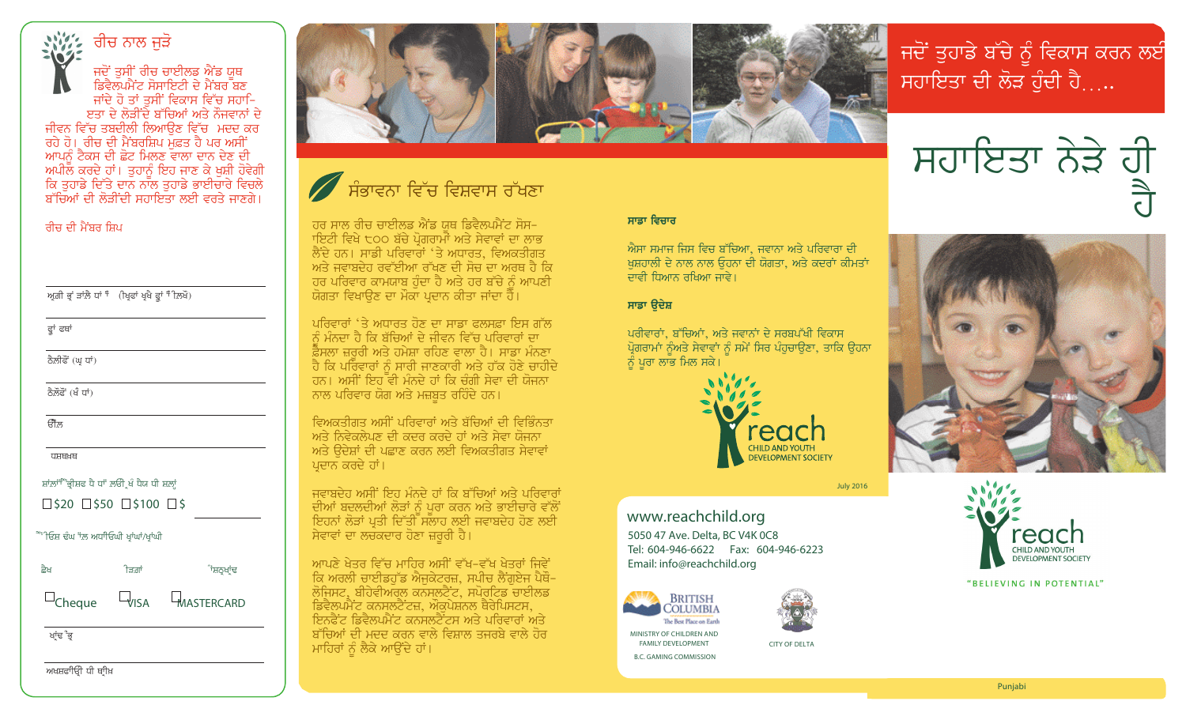## ਰੀਚ ਨਾਲ ਜੁੜੋ

ਜਦੋਂ ਤੁਸੀਂ ਰੀਚ ਚਾਈਲਡ ਐਂਡ ਯੂਥ ਡਿਵੈਲਪਮੈਂਟ ਸੋਸਾਇਟੀ ਦੇ ਮੈਂਬਰ ਬਣ ਜਾਂਦੇ ਹੋ ਤਾਂ ਤੁਸੀਂ ਵਿਕਾਸ ਵਿੱਚ ਸਹਾਇਤਾ ਦੇ ਲੋੜੀਂਦੇ ਬੱਚਿਆਂ ਅਤੇ ਨੌਜਵਾਨਾਂ ਦੇ ਜੀਵਨ ਵਿੱਚ ਤਬਦੀਲੀ ਲਿਆਉਣ ਵਿੱਚ ਮਦਦ ਕਰ ਰਹੇ ਹੋ। ਰੀਚ ਦੀ ਮੈਂਬਰਸ਼ਿਪ ਮੁਫ਼ਤ ਹੈ ਪਰ ਅਸੀਂ ਆਪਨੂੰ ਟੈਕਸ ਦੀ ਛੋਟ ਮਿਲਣ ਵਾਲਾ ਦਾਨ ਦੇਣ ਦੀ ਅਪੀਲ ਕਰਦੇ ਹਾਂ। ਤੁਹਾਨੂੰ ਇਹ ਜਾਣ ਕੇ ਖ਼ੁਸ਼ੀ ਹੋਵੇਗੀ ਕਿ ਤੁਹਾਡੇ ਦਿੱਤੇ ਦਾਨ ਨਾਲ ਤੁਹਾਡੇ ਭਾਈਚਾਰੇ ਵਿਚਲੇ ਬੱਚਿਆਂ ਦੀ ਲੋੜੀਂਦੀ ਸਹਾਇਤਾ ਲਈ ਵਰਤੇ ਜਾਣਗੇ।

ਰੀਚ ਦੀ ਮੈਂਬਰ ਸ਼ਿਪ

ਅਰਜ਼ੀ ਭਰਨ ਵਾਲੇ ਦਾ ਨਾਂ (ਕਿਰਪਾ ਕਰਕੇ ਛਾਪ ਕੇ ਲਿਖੋ)

ਪੂਰਾ ਪਤਾ

ਟੈਲੀਫੋਨ (ਘਰ ਦਾ)

ਟੈਲੀਫੋਨ (ਕੰਮ ਦਾ)

ਈਮੇਲ

ਦਸਤਖ਼ਤ

ਸ਼ਾਮਲ ਕੀਤਾ ਗਿਆ ਦਾਨ ਰੀਚ ਲਈ ਚੈਕ ਦੀ ਰਕਮ

☐$20 ☐$50 ☐$100 ☐$ \_\_\_\_\_\_

ਇਸ ਢੰਗ ਨਾਲ ਅਦਾਇਗੀ ਕਰਾਂਗਾ/ਕਰਾਂਗੀ

ਚੈਕ ਵੀਜ਼ਾ ਮਾਸਟਰਕਾਰਡ

☐Cheque ☐VISA ☐MASTERCARD

ਕਾਰਡ ਨੰਬਰ

ਮਿਆਦ ਪੁੱਗਣ ਦੀ ਤਰੀਕ

## ਸੰਭਾਵਨਾ ਵਿੱਚ ਵਿਸ਼ਵਾਸ ਰੱਖਣਾ

ਹਰ ਸਾਲ ਰੀਚ ਚਾਈਲਡ ਐਂਡ ਯੂਥ ਡਿਵੈਲਪਮੈਂਟ ਸੋਸਾਇਟੀ ਵਿਖੇ ੮੦੦ ਬੱਚੇ ਪ੍ਰੋਗਰਾਮਾਂ ਅਤੇ ਸੇਵਾਵਾਂ ਦਾ ਲਾਭ ਲੈਂਦੇ ਹਨ। ਸਾਡੀ ਪਰਿਵਾਰਾਂ 'ਤੇ ਅਧਾਰਤ, ਵਿਅਕਤੀਗਤ ਅਤੇ ਜਵਾਬਦੇਹ ਰਵੱਈਆ ਰੱਖਣ ਦੀ ਸੋਚ ਦਾ ਅਰਥ ਹੈ ਕਿ ਹਰ ਪਰਿਵਾਰ ਕਾਮਯਾਬ ਹੁੰਦਾ ਹੈ ਅਤੇ ਹਰ ਬੱਚੇ ਨੂੰ ਆਪਣੀ ਯੋਗਤਾ ਵਿਖਾਉਣ ਦਾ ਮੌਕਾ ਪ੍ਰਦਾਨ ਕੀਤਾ ਜਾਂਦਾ ਹੈ।

ਪਰਿਵਾਰਾਂ 'ਤੇ ਅਧਾਰਤ ਹੋਣ ਦਾ ਸਾਡਾ ਫਲਸਫ਼ਾ ਇਸ ਗੱਲ ਨੂੰ ਮੰਨਦਾ ਹੈ ਕਿ ਬੱਚਿਆਂ ਦੇ ਜੀਵਨ ਵਿੱਚ ਪਰਿਵਾਰਾਂ ਦਾ ਫ਼ੈਸਲਾ ਜ਼ਰੂਰੀ ਅਤੇ ਹਮੇਸ਼ਾ ਰਹਿਣ ਵਾਲਾ ਹੈ। ਸਾਡਾ ਮੰਨਣਾ ਹੈ ਕਿ ਪਰਿਵਾਰਾਂ ਨੂੰ ਸਾਰੀ ਜਾਣਕਾਰੀ ਅਤੇ ਹੱਕ ਹੋਣੇ ਚਾਹੀਦੇ ਹਨ। ਅਸੀਂ ਇਹ ਵੀ ਮੰਨਦੇ ਹਾਂ ਕਿ ਚੰਗੀ ਸੇਵਾ ਦੀ ਯੋਜਨਾ ਨਾਲ ਪਰਿਵਾਰ ਯੋਗ ਅਤੇ ਮਜ਼ਬੂਤ ਰਹਿੰਦੇ ਹਨ।

ਵਿਅਕਤੀਗਤ ਅਸੀਂ ਪਰਿਵਾਰਾਂ ਅਤੇ ਬੱਚਿਆਂ ਦੀ ਵਿਭਿੰਨਤਾ ਅਤੇ ਨਿਵੇਕਲੇਪਣ ਦੀ ਕਦਰ ਕਰਦੇ ਹਾਂ ਅਤੇ ਸੇਵਾ ਯੋਜਨਾ ਅਤੇ ਉਦੇਸ਼ਾਂ ਦੀ ਪਛਾਣ ਕਰਨ ਲਈ ਵਿਅਕਤੀਗਤ ਸੇਵਾਵਾਂ ਪ੍ਰਦਾਨ ਕਰਦੇ ਹਾਂ।

ਜਵਾਬਦੇਹ ਅਸੀਂ ਇਹ ਮੰਨਦੇ ਹਾਂ ਕਿ ਬੱਚਿਆਂ ਅਤੇ ਪਰਿਵਾਰਾਂ ਦੀਆਂ ਬਦਲਦੀਆਂ ਲੋੜਾਂ ਨੂੰ ਪੂਰਾ ਕਰਨ ਅਤੇ ਭਾਈਚਾਰੇ ਵੱਲੋਂ ਇਹਨਾਂ ਲੋੜਾਂ ਪ੍ਰਤੀ ਦਿੱਤੀ ਸਲਾਹ ਲਈ ਜਵਾਬਦੇਹ ਹੋਣ ਲਈ ਸੇਵਾਵਾਂ ਦਾ ਲਚਕਦਾਰ ਹੋਣਾ ਜ਼ਰੂਰੀ ਹੈ।

ਆਪਣੇ ਖੇਤਰ ਵਿੱਚ ਮਾਹਿਰ ਅਸੀਂ ਵੱਖ-ਵੱਖ ਖੇਤਰਾਂ ਜਿਵੇਂ ਕਿ ਅਰਲੀ ਚਾਈਲਡਹੁੱਡ ਐਜੂਕੇਟਰਜ਼, ਸਪੀਚ ਲੈਂਗੁਏਜ ਪੈਥੋਲੋਜਿਸਟ, ਬੀਹੇਵੀਅਰਲ ਕਨਸਲਟੈਂਟ, ਸਪੋਰਟਿਡ ਚਾਈਲਡ ਡਿਵੈਲਪਮੈਂਟ ਕਨਸਲਟੈਂਟਸ, ਔਕੂਪੇਸ਼ਨਲ ਥੈਰੇਪਿਸਟਸ, ਇਨਫੈਂਟ ਡਿਵੈਲਪਮੈਂਟ ਕਨਸਲਟੈਂਟਸ ਅਤੇ ਪਰਿਵਾਰਾਂ ਅਤੇ ਬੱਚਿਆਂ ਦੀ ਮਦਦ ਕਰਨ ਵਾਲੇ ਵਿਸ਼ਾਲ ਤਜਰਬੇ ਵਾਲੇ ਹੋਰ ਮਾਹਿਰਾਂ ਨੂੰ ਲੈਕੇ ਆਉਂਦੇ ਹਾਂ।

### ਸਾਡਾ ਵਿਚਾਰ

ਐਸਾ ਸਮਾਜ ਜਿਸ ਵਿਚ ਬੱਚਿਆ, ਜਵਾਨਾ ਅਤੇ ਪਰਿਵਾਰਾ ਦੀ ਖੁਸ਼ਹਾਲੀ ਦੇ ਨਾਲ ਨਾਲ ਉਹਨਾ ਦੀ ਯੋਗਤਾ, ਅਤੇ ਕਦਰਾਂ ਕੀਮਤਾਂ ਦਾਵੀ ਧਿਆਨ ਰਖਿਆ ਜਾਵੇ।

### ਸਾਡਾ ਉਦੇਸ਼

ਪਰੀਵਾਰਾਂ, ਬੱਚਿਆਂ, ਅਤੇ ਜਵਾਨਾਂ ਦੇ ਸਰਬਪੱਖੀ ਵਿਕਾਸ ਪ੍ਰੋਗਰਾਮਾਂ ਨੂੰਅਤੇ ਸੇਵਾਵਾਂ ਨੂੰ ਸਮੇਂ ਸਿਰ ਪੰਹੁਚਾਉਣਾ, ਤਾਕਿ ਉਹਨਾ ਨੂੰ ਪੂਰਾ ਲਾਭ ਮਿਲ ਸਕੇ।

reach
CHILD AND YOUTH DEVELOPMENT SOCIETY

July 2016

www.reachchild.org
5050 47 Ave. Delta, BC V4K 0C8
Tel: 604-946-6622 Fax: 604-946-6223
Email: info@reachchild.org

BRITISH COLUMBIA
The Best Place on Earth
MINISTRY OF CHILDREN AND FAMILY DEVELOPMENT
B.C. GAMING COMMISSION

CITY OF DELTA

## ਜਦੋਂ ਤੁਹਾਡੇ ਬੱਚੇ ਨੂੰ ਵਿਕਾਸ ਕਰਨ ਲਈ ਸਹਾਇਤਾ ਦੀ ਲੋੜ ਹੁੰਦੀ ਹੈ....

# ਸਹਾਇਤਾ ਨੇੜੇ ਹੀ ਹੈ

reach
CHILD AND YOUTH DEVELOPMENT SOCIETY

"BELIEVING IN POTENTIAL"

Punjabi